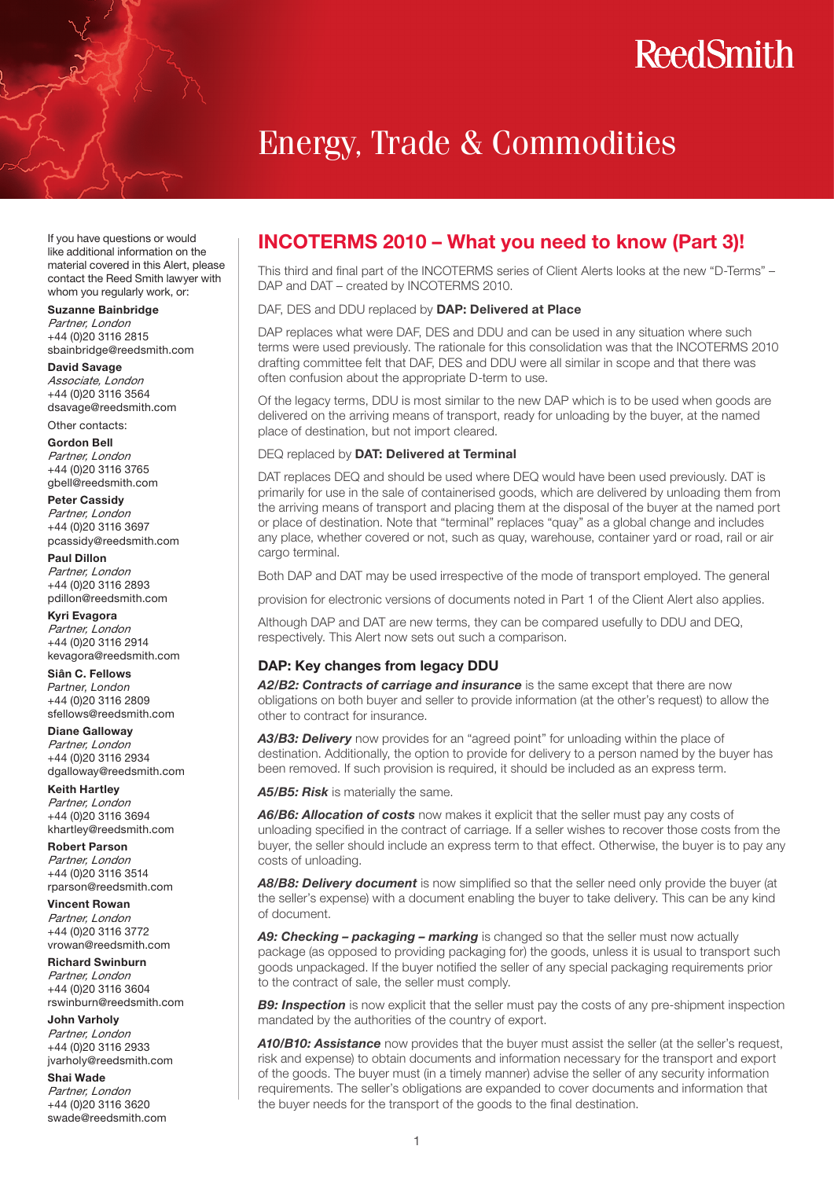# ReedSmith

# Energy, Trade & Commodities

If you have questions or would like additional information on the material covered in this Alert, please contact the Reed Smith lawyer with whom you regularly work, or:

**Suzanne Bainbridge**
*Partner, London*
+44 (0)20 3116 2815
sbainbridge@reedsmith.com

**David Savage**
*Associate, London*
+44 (0)20 3116 3564
dsavage@reedsmith.com

Other contacts:

**Gordon Bell**
*Partner, London*
+44 (0)20 3116 3765
gbell@reedsmith.com

**Peter Cassidy**
*Partner, London*
+44 (0)20 3116 3697
pcassidy@reedsmith.com

**Paul Dillon**
*Partner, London*
+44 (0)20 3116 2893
pdillon@reedsmith.com

**Kyri Evagora**
*Partner, London*
+44 (0)20 3116 2914
kevagora@reedsmith.com

**Siân C. Fellows**
*Partner, London*
+44 (0)20 3116 2809
sfellows@reedsmith.com

**Diane Galloway**
*Partner, London*
+44 (0)20 3116 2934
dgalloway@reedsmith.com

**Keith Hartley**
*Partner, London*
+44 (0)20 3116 3694
khartley@reedsmith.com

**Robert Parson**
*Partner, London*
+44 (0)20 3116 3514
rparson@reedsmith.com

**Vincent Rowan**
*Partner, London*
+44 (0)20 3116 3772
vrowan@reedsmith.com

**Richard Swinburn**
*Partner, London*
+44 (0)20 3116 3604
rswinburn@reedsmith.com

**John Varholy**
*Partner, London*
+44 (0)20 3116 2933
jvarholy@reedsmith.com

**Shai Wade**
*Partner, London*
+44 (0)20 3116 3620
swade@reedsmith.com

## INCOTERMS 2010 – What you need to know (Part 3)!

This third and final part of the INCOTERMS series of Client Alerts looks at the new "D-Terms" – DAP and DAT – created by INCOTERMS 2010.

DAF, DES and DDU replaced by **DAP: Delivered at Place**

DAP replaces what were DAF, DES and DDU and can be used in any situation where such terms were used previously. The rationale for this consolidation was that the INCOTERMS 2010 drafting committee felt that DAF, DES and DDU were all similar in scope and that there was often confusion about the appropriate D-term to use.

Of the legacy terms, DDU is most similar to the new DAP which is to be used when goods are delivered on the arriving means of transport, ready for unloading by the buyer, at the named place of destination, but not import cleared.

DEQ replaced by **DAT: Delivered at Terminal**

DAT replaces DEQ and should be used where DEQ would have been used previously. DAT is primarily for use in the sale of containerised goods, which are delivered by unloading them from the arriving means of transport and placing them at the disposal of the buyer at the named port or place of destination. Note that "terminal" replaces "quay" as a global change and includes any place, whether covered or not, such as quay, warehouse, container yard or road, rail or air cargo terminal.

Both DAP and DAT may be used irrespective of the mode of transport employed. The general provision for electronic versions of documents noted in Part 1 of the Client Alert also applies.

Although DAP and DAT are new terms, they can be compared usefully to DDU and DEQ, respectively. This Alert now sets out such a comparison.

### DAP: Key changes from legacy DDU

***A2/B2: Contracts of carriage and insurance*** is the same except that there are now obligations on both buyer and seller to provide information (at the other's request) to allow the other to contract for insurance.

***A3/B3: Delivery*** now provides for an "agreed point" for unloading within the place of destination. Additionally, the option to provide for delivery to a person named by the buyer has been removed. If such provision is required, it should be included as an express term.

***A5/B5: Risk*** is materially the same.

***A6/B6: Allocation of costs*** now makes it explicit that the seller must pay any costs of unloading specified in the contract of carriage. If a seller wishes to recover those costs from the buyer, the seller should include an express term to that effect. Otherwise, the buyer is to pay any costs of unloading.

***A8/B8: Delivery document*** is now simplified so that the seller need only provide the buyer (at the seller's expense) with a document enabling the buyer to take delivery. This can be any kind of document.

***A9: Checking – packaging – marking*** is changed so that the seller must now actually package (as opposed to providing packaging for) the goods, unless it is usual to transport such goods unpackaged. If the buyer notified the seller of any special packaging requirements prior to the contract of sale, the seller must comply.

***B9: Inspection*** is now explicit that the seller must pay the costs of any pre-shipment inspection mandated by the authorities of the country of export.

***A10/B10: Assistance*** now provides that the buyer must assist the seller (at the seller's request, risk and expense) to obtain documents and information necessary for the transport and export of the goods. The buyer must (in a timely manner) advise the seller of any security information requirements. The seller's obligations are expanded to cover documents and information that the buyer needs for the transport of the goods to the final destination.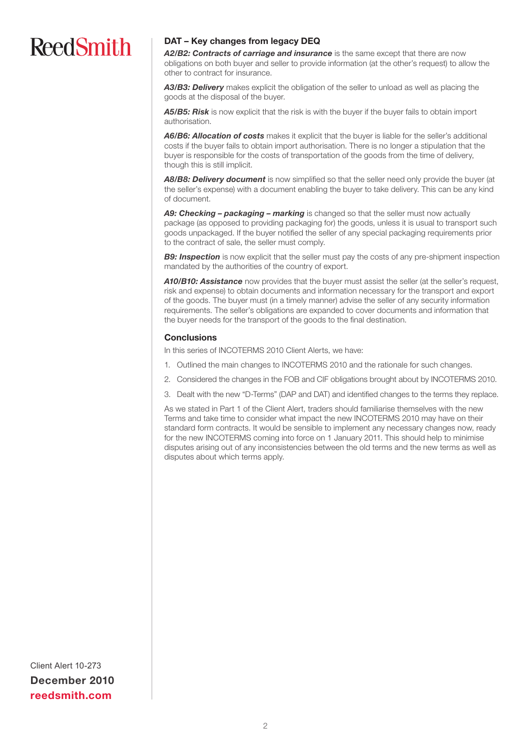## DAT – Key changes from legacy DEQ

***A2/B2: Contracts of carriage and insurance*** is the same except that there are now obligations on both buyer and seller to provide information (at the other's request) to allow the other to contract for insurance.

***A3/B3: Delivery*** makes explicit the obligation of the seller to unload as well as placing the goods at the disposal of the buyer.

***A5/B5: Risk*** is now explicit that the risk is with the buyer if the buyer fails to obtain import authorisation.

***A6/B6: Allocation of costs*** makes it explicit that the buyer is liable for the seller's additional costs if the buyer fails to obtain import authorisation. There is no longer a stipulation that the buyer is responsible for the costs of transportation of the goods from the time of delivery, though this is still implicit.

***A8/B8: Delivery document*** is now simplified so that the seller need only provide the buyer (at the seller's expense) with a document enabling the buyer to take delivery. This can be any kind of document.

***A9: Checking – packaging – marking*** is changed so that the seller must now actually package (as opposed to providing packaging for) the goods, unless it is usual to transport such goods unpackaged. If the buyer notified the seller of any special packaging requirements prior to the contract of sale, the seller must comply.

***B9: Inspection*** is now explicit that the seller must pay the costs of any pre-shipment inspection mandated by the authorities of the country of export.

***A10/B10: Assistance*** now provides that the buyer must assist the seller (at the seller's request, risk and expense) to obtain documents and information necessary for the transport and export of the goods. The buyer must (in a timely manner) advise the seller of any security information requirements. The seller's obligations are expanded to cover documents and information that the buyer needs for the transport of the goods to the final destination.

## Conclusions

In this series of INCOTERMS 2010 Client Alerts, we have:

1. Outlined the main changes to INCOTERMS 2010 and the rationale for such changes.
2. Considered the changes in the FOB and CIF obligations brought about by INCOTERMS 2010.
3. Dealt with the new "D-Terms" (DAP and DAT) and identified changes to the terms they replace.

As we stated in Part 1 of the Client Alert, traders should familiarise themselves with the new Terms and take time to consider what impact the new INCOTERMS 2010 may have on their standard form contracts. It would be sensible to implement any necessary changes now, ready for the new INCOTERMS coming into force on 1 January 2011. This should help to minimise disputes arising out of any inconsistencies between the old terms and the new terms as well as disputes about which terms apply.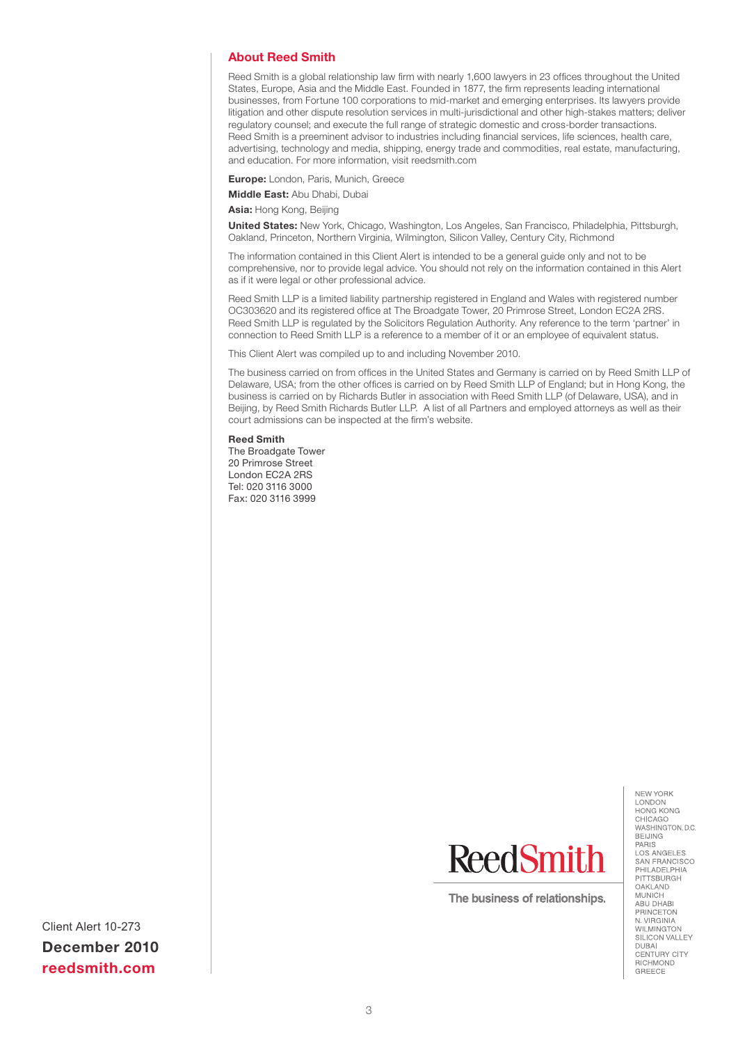## About Reed Smith

Reed Smith is a global relationship law firm with nearly 1,600 lawyers in 23 offices throughout the United States, Europe, Asia and the Middle East. Founded in 1877, the firm represents leading international businesses, from Fortune 100 corporations to mid-market and emerging enterprises. Its lawyers provide litigation and other dispute resolution services in multi-jurisdictional and other high-stakes matters; deliver regulatory counsel; and execute the full range of strategic domestic and cross-border transactions. Reed Smith is a preeminent advisor to industries including financial services, life sciences, health care, advertising, technology and media, shipping, energy trade and commodities, real estate, manufacturing, and education. For more information, visit reedsmith.com

**Europe:** London, Paris, Munich, Greece

**Middle East:** Abu Dhabi, Dubai

**Asia:** Hong Kong, Beijing

**United States:** New York, Chicago, Washington, Los Angeles, San Francisco, Philadelphia, Pittsburgh, Oakland, Princeton, Northern Virginia, Wilmington, Silicon Valley, Century City, Richmond

The information contained in this Client Alert is intended to be a general guide only and not to be comprehensive, nor to provide legal advice. You should not rely on the information contained in this Alert as if it were legal or other professional advice.

Reed Smith LLP is a limited liability partnership registered in England and Wales with registered number OC303620 and its registered office at The Broadgate Tower, 20 Primrose Street, London EC2A 2RS. Reed Smith LLP is regulated by the Solicitors Regulation Authority. Any reference to the term 'partner' in connection to Reed Smith LLP is a reference to a member of it or an employee of equivalent status.

This Client Alert was compiled up to and including November 2010.

The business carried on from offices in the United States and Germany is carried on by Reed Smith LLP of Delaware, USA; from the other offices is carried on by Reed Smith LLP of England; but in Hong Kong, the business is carried on by Richards Butler in association with Reed Smith LLP (of Delaware, USA), and in Beijing, by Reed Smith Richards Butler LLP. A list of all Partners and employed attorneys as well as their court admissions can be inspected at the firm's website.

**Reed Smith**
The Broadgate Tower
20 Primrose Street
London EC2A 2RS
Tel: 020 3116 3000
Fax: 020 3116 3999

ReedSmith

The business of relationships.

NEW YORK
LONDON
HONG KONG
CHICAGO
WASHINGTON, D.C.
BEIJING
PARIS
LOS ANGELES
SAN FRANCISCO
PHILADELPHIA
PITTSBURGH
OAKLAND
MUNICH
ABU DHABI
PRINCETON
N. VIRGINIA
WILMINGTON
SILICON VALLEY
DUBAI
CENTURY CITY
RICHMOND
GREECE

Client Alert 10-273

**December 2010**

**reedsmith.com**